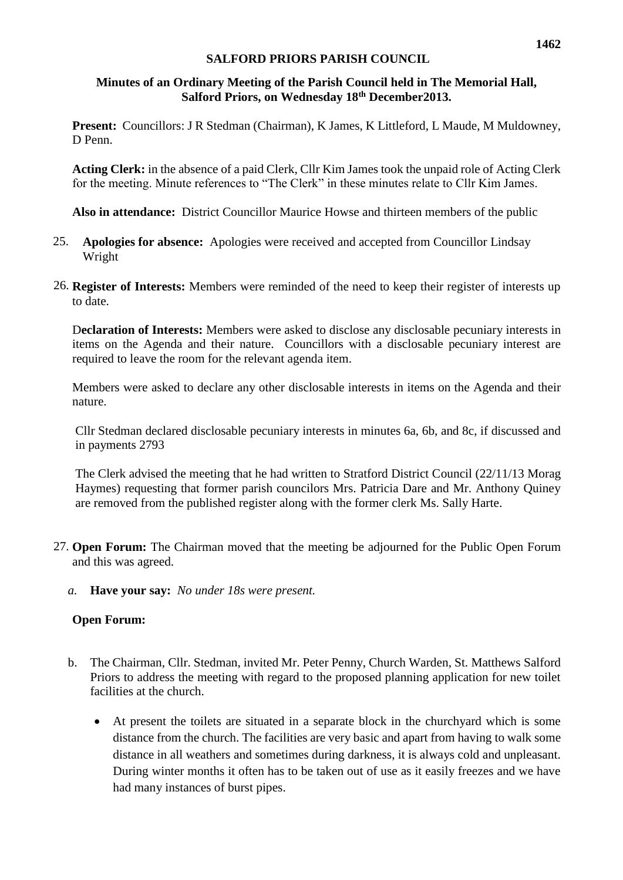# SALFORD PRIORS PARISH COUNCIL

## Minutes of an Ordinary Meeting of the Parish Council held in The Memorial Hall, Salford Priors, on Wednesday 18th December2013.

**Present:** Councillors: J R Stedman (Chairman), K James, K Littleford, L Maude, M Muldowney, D Penn.

**Acting Clerk:** in the absence of a paid Clerk, Cllr Kim James took the unpaid role of Acting Clerk for the meeting. Minute references to "The Clerk" in these minutes relate to Cllr Kim James.

**Also in attendance:** District Councillor Maurice Howse and thirteen members of the public

25. **Apologies for absence:** Apologies were received and accepted from Councillor Lindsay Wright

26. **Register of Interests:** Members were reminded of the need to keep their register of interests up to date.

    D**eclaration of Interests:** Members were asked to disclose any disclosable pecuniary interests in items on the Agenda and their nature. Councillors with a disclosable pecuniary interest are required to leave the room for the relevant agenda item.

    Members were asked to declare any other disclosable interests in items on the Agenda and their nature.

    Cllr Stedman declared disclosable pecuniary interests in minutes 6a, 6b, and 8c, if discussed and in payments 2793

    The Clerk advised the meeting that he had written to Stratford District Council (22/11/13 Morag Haymes) requesting that former parish councilors Mrs. Patricia Dare and Mr. Anthony Quiney are removed from the published register along with the former clerk Ms. Sally Harte.

27. **Open Forum:** The Chairman moved that the meeting be adjourned for the Public Open Forum and this was agreed.

    *a.* **Have your say:** *No under 18s were present.*

    **Open Forum:**

    b. The Chairman, Cllr. Stedman, invited Mr. Peter Penny, Church Warden, St. Matthews Salford Priors to address the meeting with regard to the proposed planning application for new toilet facilities at the church.

    - At present the toilets are situated in a separate block in the churchyard which is some distance from the church. The facilities are very basic and apart from having to walk some distance in all weathers and sometimes during darkness, it is always cold and unpleasant. During winter months it often has to be taken out of use as it easily freezes and we have had many instances of burst pipes.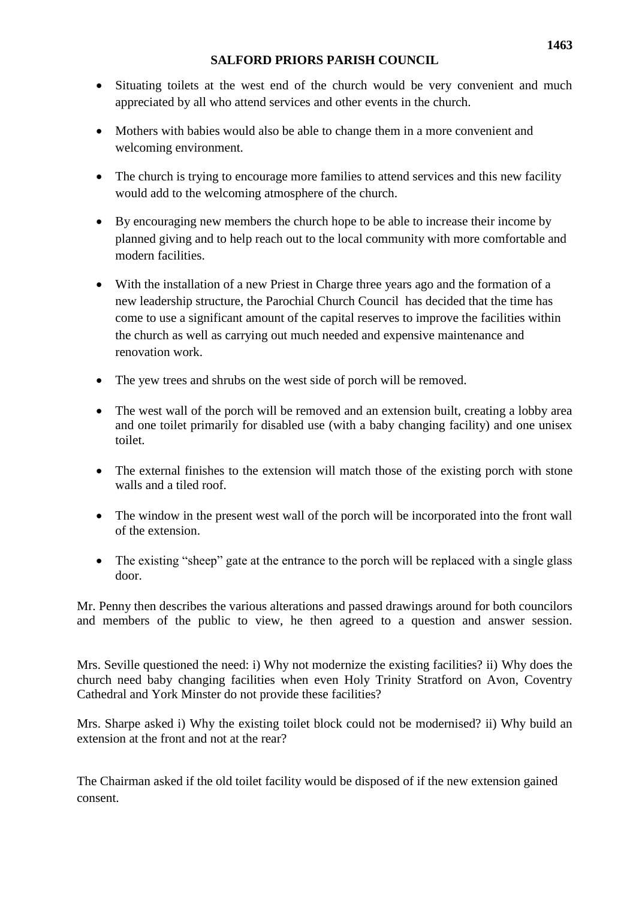- Situating toilets at the west end of the church would be very convenient and much appreciated by all who attend services and other events in the church.
- Mothers with babies would also be able to change them in a more convenient and welcoming environment.
- The church is trying to encourage more families to attend services and this new facility would add to the welcoming atmosphere of the church.
- By encouraging new members the church hope to be able to increase their income by planned giving and to help reach out to the local community with more comfortable and modern facilities.
- With the installation of a new Priest in Charge three years ago and the formation of a new leadership structure, the Parochial Church Council has decided that the time has come to use a significant amount of the capital reserves to improve the facilities within the church as well as carrying out much needed and expensive maintenance and renovation work.
- The yew trees and shrubs on the west side of porch will be removed.
- The west wall of the porch will be removed and an extension built, creating a lobby area and one toilet primarily for disabled use (with a baby changing facility) and one unisex toilet.
- The external finishes to the extension will match those of the existing porch with stone walls and a tiled roof.
- The window in the present west wall of the porch will be incorporated into the front wall of the extension.
- The existing "sheep" gate at the entrance to the porch will be replaced with a single glass door.

Mr. Penny then describes the various alterations and passed drawings around for both councilors and members of the public to view, he then agreed to a question and answer session.

Mrs. Seville questioned the need: i) Why not modernize the existing facilities? ii) Why does the church need baby changing facilities when even Holy Trinity Stratford on Avon, Coventry Cathedral and York Minster do not provide these facilities?

Mrs. Sharpe asked i) Why the existing toilet block could not be modernised? ii) Why build an extension at the front and not at the rear?

The Chairman asked if the old toilet facility would be disposed of if the new extension gained consent.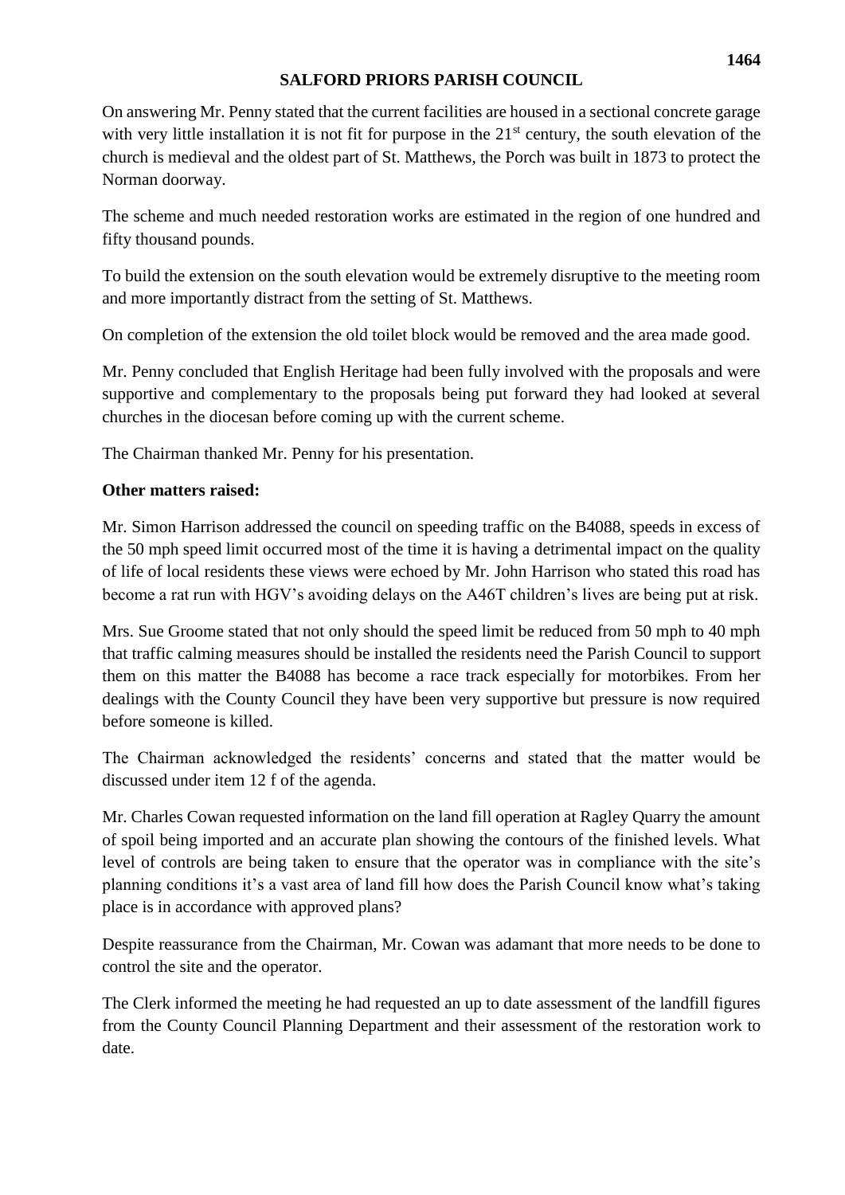On answering Mr. Penny stated that the current facilities are housed in a sectional concrete garage with very little installation it is not fit for purpose in the 21st century, the south elevation of the church is medieval and the oldest part of St. Matthews, the Porch was built in 1873 to protect the Norman doorway.

The scheme and much needed restoration works are estimated in the region of one hundred and fifty thousand pounds.

To build the extension on the south elevation would be extremely disruptive to the meeting room and more importantly distract from the setting of St. Matthews.

On completion of the extension the old toilet block would be removed and the area made good.

Mr. Penny concluded that English Heritage had been fully involved with the proposals and were supportive and complementary to the proposals being put forward they had looked at several churches in the diocesan before coming up with the current scheme.

The Chairman thanked Mr. Penny for his presentation.

**Other matters raised:**

Mr. Simon Harrison addressed the council on speeding traffic on the B4088, speeds in excess of the 50 mph speed limit occurred most of the time it is having a detrimental impact on the quality of life of local residents these views were echoed by Mr. John Harrison who stated this road has become a rat run with HGV's avoiding delays on the A46T children's lives are being put at risk.

Mrs. Sue Groome stated that not only should the speed limit be reduced from 50 mph to 40 mph that traffic calming measures should be installed the residents need the Parish Council to support them on this matter the B4088 has become a race track especially for motorbikes. From her dealings with the County Council they have been very supportive but pressure is now required before someone is killed.

The Chairman acknowledged the residents' concerns and stated that the matter would be discussed under item 12 f of the agenda.

Mr. Charles Cowan requested information on the land fill operation at Ragley Quarry the amount of spoil being imported and an accurate plan showing the contours of the finished levels. What level of controls are being taken to ensure that the operator was in compliance with the site's planning conditions it's a vast area of land fill how does the Parish Council know what's taking place is in accordance with approved plans?

Despite reassurance from the Chairman, Mr. Cowan was adamant that more needs to be done to control the site and the operator.

The Clerk informed the meeting he had requested an up to date assessment of the landfill figures from the County Council Planning Department and their assessment of the restoration work to date.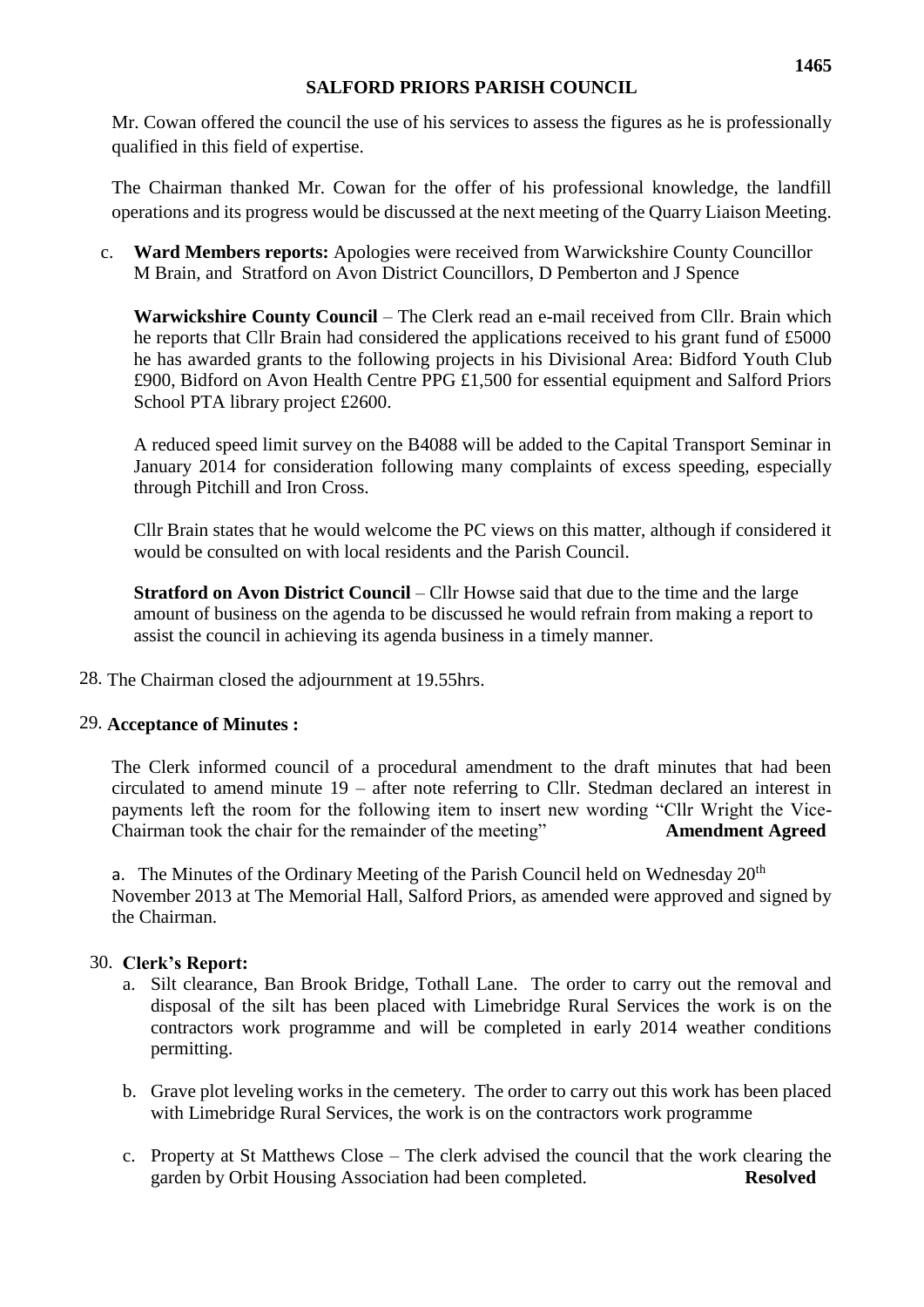## SALFORD PRIORS PARISH COUNCIL

Mr. Cowan offered the council the use of his services to assess the figures as he is professionally qualified in this field of expertise.

The Chairman thanked Mr. Cowan for the offer of his professional knowledge, the landfill operations and its progress would be discussed at the next meeting of the Quarry Liaison Meeting.

c. **Ward Members reports:** Apologies were received from Warwickshire County Councillor M Brain, and Stratford on Avon District Councillors, D Pemberton and J Spence

**Warwickshire County Council** – The Clerk read an e-mail received from Cllr. Brain which he reports that Cllr Brain had considered the applications received to his grant fund of £5000 he has awarded grants to the following projects in his Divisional Area: Bidford Youth Club £900, Bidford on Avon Health Centre PPG £1,500 for essential equipment and Salford Priors School PTA library project £2600.

A reduced speed limit survey on the B4088 will be added to the Capital Transport Seminar in January 2014 for consideration following many complaints of excess speeding, especially through Pitchill and Iron Cross.

Cllr Brain states that he would welcome the PC views on this matter, although if considered it would be consulted on with local residents and the Parish Council.

**Stratford on Avon District Council** – Cllr Howse said that due to the time and the large amount of business on the agenda to be discussed he would refrain from making a report to assist the council in achieving its agenda business in a timely manner.

28. The Chairman closed the adjournment at 19.55hrs.

29. **Acceptance of Minutes :**

The Clerk informed council of a procedural amendment to the draft minutes that had been circulated to amend minute 19 – after note referring to Cllr. Stedman declared an interest in payments left the room for the following item to insert new wording "Cllr Wright the Vice-Chairman took the chair for the remainder of the meeting" **Amendment Agreed**

a. The Minutes of the Ordinary Meeting of the Parish Council held on Wednesday 20th November 2013 at The Memorial Hall, Salford Priors, as amended were approved and signed by the Chairman.

30. **Clerk's Report:**

a. Silt clearance, Ban Brook Bridge, Tothall Lane. The order to carry out the removal and disposal of the silt has been placed with Limebridge Rural Services the work is on the contractors work programme and will be completed in early 2014 weather conditions permitting.

b. Grave plot leveling works in the cemetery. The order to carry out this work has been placed with Limebridge Rural Services, the work is on the contractors work programme

c. Property at St Matthews Close – The clerk advised the council that the work clearing the garden by Orbit Housing Association had been completed. **Resolved**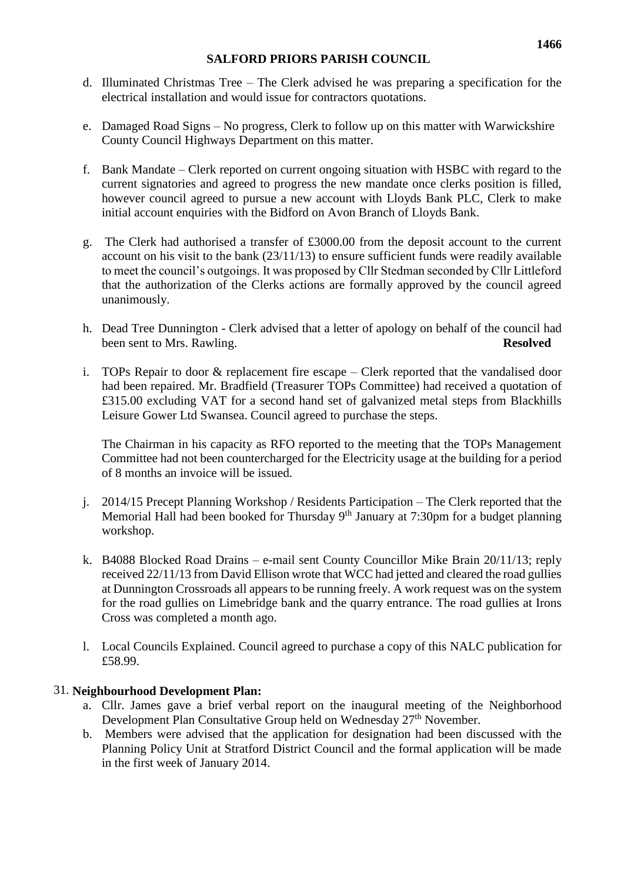**SALFORD PRIORS PARISH COUNCIL**

d. Illuminated Christmas Tree – The Clerk advised he was preparing a specification for the electrical installation and would issue for contractors quotations.

e. Damaged Road Signs – No progress, Clerk to follow up on this matter with Warwickshire County Council Highways Department on this matter.

f. Bank Mandate – Clerk reported on current ongoing situation with HSBC with regard to the current signatories and agreed to progress the new mandate once clerks position is filled, however council agreed to pursue a new account with Lloyds Bank PLC, Clerk to make initial account enquiries with the Bidford on Avon Branch of Lloyds Bank.

g. The Clerk had authorised a transfer of £3000.00 from the deposit account to the current account on his visit to the bank (23/11/13) to ensure sufficient funds were readily available to meet the council's outgoings. It was proposed by Cllr Stedman seconded by Cllr Littleford that the authorization of the Clerks actions are formally approved by the council agreed unanimously.

h. Dead Tree Dunnington - Clerk advised that a letter of apology on behalf of the council had been sent to Mrs. Rawling. **Resolved**

i. TOPs Repair to door & replacement fire escape – Clerk reported that the vandalised door had been repaired. Mr. Bradfield (Treasurer TOPs Committee) had received a quotation of £315.00 excluding VAT for a second hand set of galvanized metal steps from Blackhills Leisure Gower Ltd Swansea. Council agreed to purchase the steps.

   The Chairman in his capacity as RFO reported to the meeting that the TOPs Management Committee had not been countercharged for the Electricity usage at the building for a period of 8 months an invoice will be issued.

j. 2014/15 Precept Planning Workshop / Residents Participation – The Clerk reported that the Memorial Hall had been booked for Thursday 9th January at 7:30pm for a budget planning workshop.

k. B4088 Blocked Road Drains – e-mail sent County Councillor Mike Brain 20/11/13; reply received 22/11/13 from David Ellison wrote that WCC had jetted and cleared the road gullies at Dunnington Crossroads all appears to be running freely. A work request was on the system for the road gullies on Limebridge bank and the quarry entrance. The road gullies at Irons Cross was completed a month ago.

l. Local Councils Explained. Council agreed to purchase a copy of this NALC publication for £58.99.

31. **Neighbourhood Development Plan:**

   a. Cllr. James gave a brief verbal report on the inaugural meeting of the Neighborhood Development Plan Consultative Group held on Wednesday 27th November.

   b. Members were advised that the application for designation had been discussed with the Planning Policy Unit at Stratford District Council and the formal application will be made in the first week of January 2014.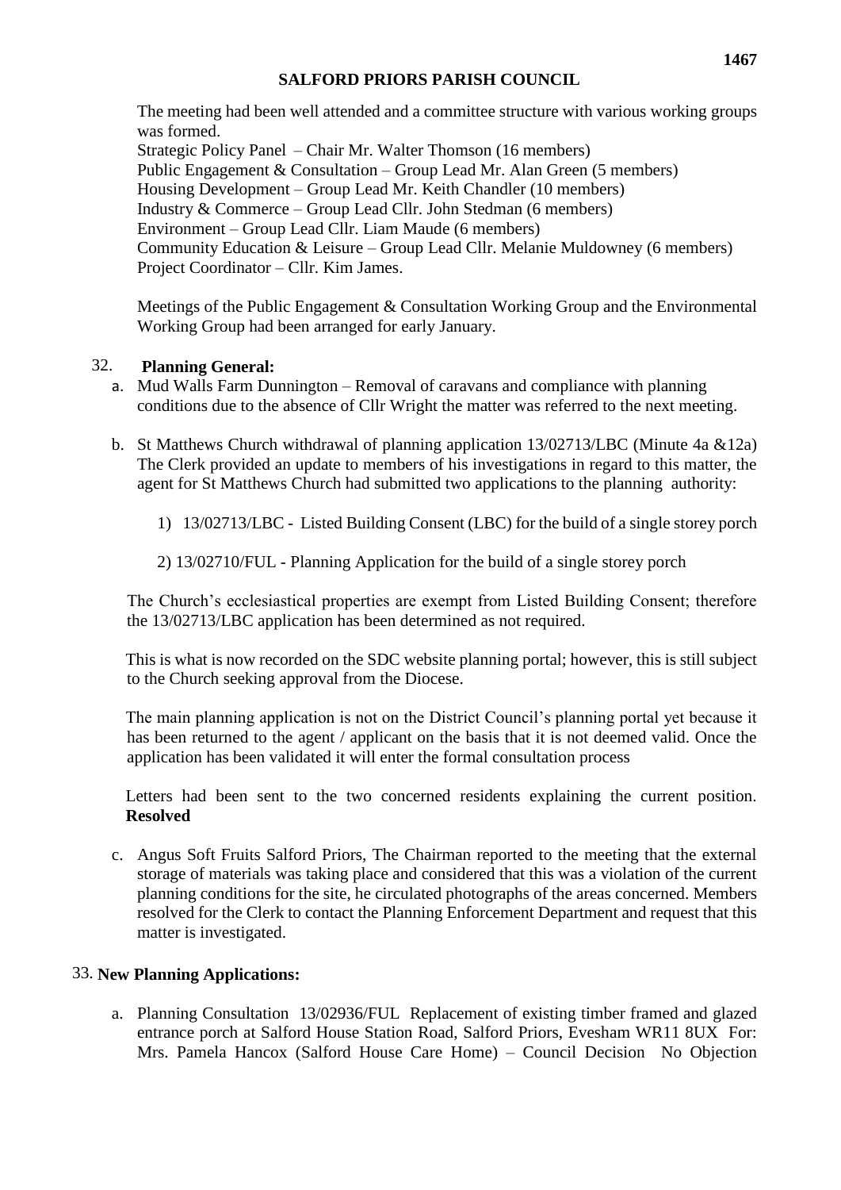## SALFORD PRIORS PARISH COUNCIL

The meeting had been well attended and a committee structure with various working groups was formed.
Strategic Policy Panel – Chair Mr. Walter Thomson (16 members)
Public Engagement & Consultation – Group Lead Mr. Alan Green (5 members)
Housing Development – Group Lead Mr. Keith Chandler (10 members)
Industry & Commerce – Group Lead Cllr. John Stedman (6 members)
Environment – Group Lead Cllr. Liam Maude (6 members)
Community Education & Leisure – Group Lead Cllr. Melanie Muldowney (6 members)
Project Coordinator – Cllr. Kim James.

Meetings of the Public Engagement & Consultation Working Group and the Environmental Working Group had been arranged for early January.

32. **Planning General:**

a. Mud Walls Farm Dunnington – Removal of caravans and compliance with planning conditions due to the absence of Cllr Wright the matter was referred to the next meeting.

b. St Matthews Church withdrawal of planning application 13/02713/LBC (Minute 4a &12a) The Clerk provided an update to members of his investigations in regard to this matter, the agent for St Matthews Church had submitted two applications to the planning authority:

1) 13/02713/LBC - Listed Building Consent (LBC) for the build of a single storey porch

2) 13/02710/FUL - Planning Application for the build of a single storey porch

The Church's ecclesiastical properties are exempt from Listed Building Consent; therefore the 13/02713/LBC application has been determined as not required.

This is what is now recorded on the SDC website planning portal; however, this is still subject to the Church seeking approval from the Diocese.

The main planning application is not on the District Council's planning portal yet because it has been returned to the agent / applicant on the basis that it is not deemed valid. Once the application has been validated it will enter the formal consultation process

Letters had been sent to the two concerned residents explaining the current position. **Resolved**

c. Angus Soft Fruits Salford Priors, The Chairman reported to the meeting that the external storage of materials was taking place and considered that this was a violation of the current planning conditions for the site, he circulated photographs of the areas concerned. Members resolved for the Clerk to contact the Planning Enforcement Department and request that this matter is investigated.

33. **New Planning Applications:**

a. Planning Consultation 13/02936/FUL Replacement of existing timber framed and glazed entrance porch at Salford House Station Road, Salford Priors, Evesham WR11 8UX For: Mrs. Pamela Hancox (Salford House Care Home) – Council Decision No Objection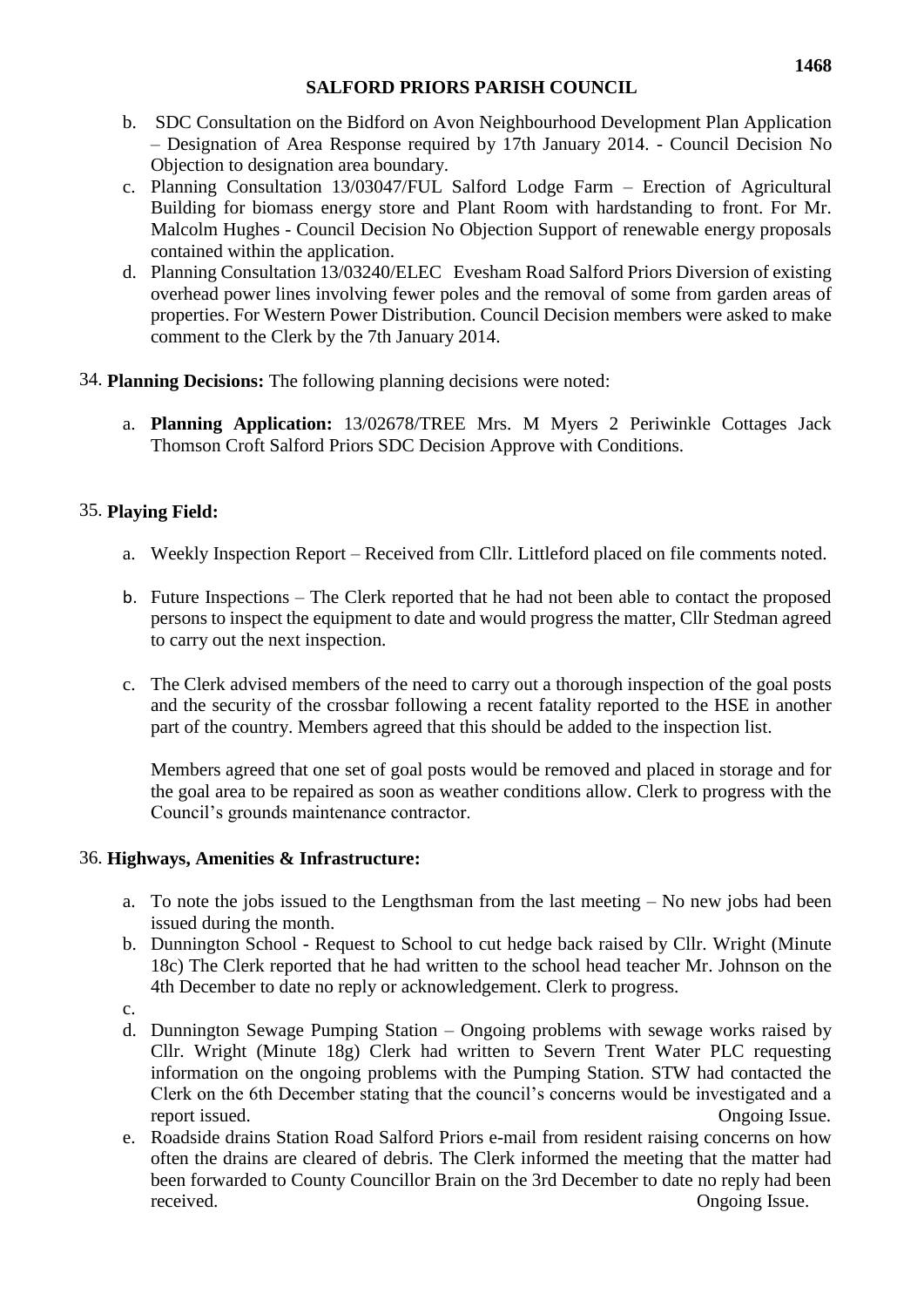**SALFORD PRIORS PARISH COUNCIL**

b. SDC Consultation on the Bidford on Avon Neighbourhood Development Plan Application – Designation of Area Response required by 17th January 2014. - Council Decision No Objection to designation area boundary.

c. Planning Consultation 13/03047/FUL Salford Lodge Farm – Erection of Agricultural Building for biomass energy store and Plant Room with hardstanding to front. For Mr. Malcolm Hughes - Council Decision No Objection Support of renewable energy proposals contained within the application.

d. Planning Consultation 13/03240/ELEC Evesham Road Salford Priors Diversion of existing overhead power lines involving fewer poles and the removal of some from garden areas of properties. For Western Power Distribution. Council Decision members were asked to make comment to the Clerk by the 7th January 2014.

34. **Planning Decisions:** The following planning decisions were noted:

a. **Planning Application:** 13/02678/TREE Mrs. M Myers 2 Periwinkle Cottages Jack Thomson Croft Salford Priors SDC Decision Approve with Conditions.

35. **Playing Field:**

a. Weekly Inspection Report – Received from Cllr. Littleford placed on file comments noted.

b. Future Inspections – The Clerk reported that he had not been able to contact the proposed persons to inspect the equipment to date and would progress the matter, Cllr Stedman agreed to carry out the next inspection.

c. The Clerk advised members of the need to carry out a thorough inspection of the goal posts and the security of the crossbar following a recent fatality reported to the HSE in another part of the country. Members agreed that this should be added to the inspection list.

Members agreed that one set of goal posts would be removed and placed in storage and for the goal area to be repaired as soon as weather conditions allow. Clerk to progress with the Council's grounds maintenance contractor.

36. **Highways, Amenities & Infrastructure:**

a. To note the jobs issued to the Lengthsman from the last meeting – No new jobs had been issued during the month.

b. Dunnington School - Request to School to cut hedge back raised by Cllr. Wright (Minute 18c) The Clerk reported that he had written to the school head teacher Mr. Johnson on the 4th December to date no reply or acknowledgement. Clerk to progress.

c.

d. Dunnington Sewage Pumping Station – Ongoing problems with sewage works raised by Cllr. Wright (Minute 18g) Clerk had written to Severn Trent Water PLC requesting information on the ongoing problems with the Pumping Station. STW had contacted the Clerk on the 6th December stating that the council's concerns would be investigated and a report issued. Ongoing Issue.

e. Roadside drains Station Road Salford Priors e-mail from resident raising concerns on how often the drains are cleared of debris. The Clerk informed the meeting that the matter had been forwarded to County Councillor Brain on the 3rd December to date no reply had been received. Ongoing Issue.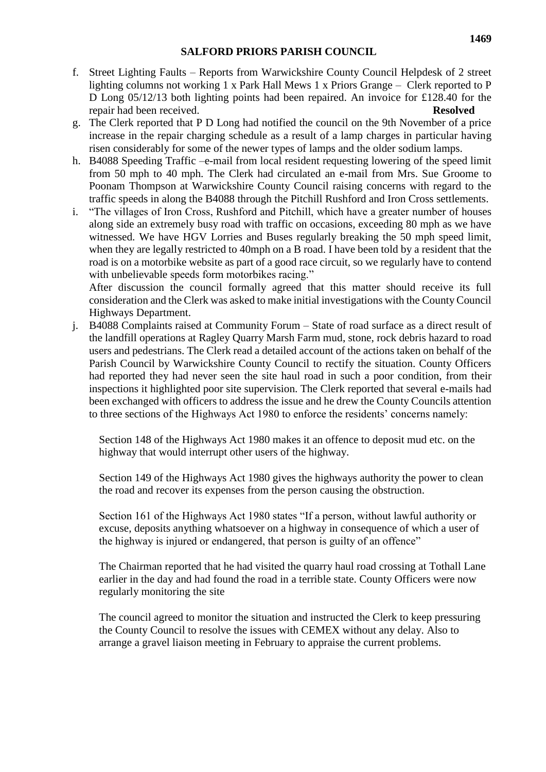**SALFORD PRIORS PARISH COUNCIL**

f. Street Lighting Faults – Reports from Warwickshire County Council Helpdesk of 2 street lighting columns not working 1 x Park Hall Mews 1 x Priors Grange – Clerk reported to P D Long 05/12/13 both lighting points had been repaired. An invoice for £128.40 for the repair had been received. **Resolved**

g. The Clerk reported that P D Long had notified the council on the 9th November of a price increase in the repair charging schedule as a result of a lamp charges in particular having risen considerably for some of the newer types of lamps and the older sodium lamps.

h. B4088 Speeding Traffic –e-mail from local resident requesting lowering of the speed limit from 50 mph to 40 mph. The Clerk had circulated an e-mail from Mrs. Sue Groome to Poonam Thompson at Warwickshire County Council raising concerns with regard to the traffic speeds in along the B4088 through the Pitchill Rushford and Iron Cross settlements.

i. "The villages of Iron Cross, Rushford and Pitchill, which have a greater number of houses along side an extremely busy road with traffic on occasions, exceeding 80 mph as we have witnessed. We have HGV Lorries and Buses regularly breaking the 50 mph speed limit, when they are legally restricted to 40mph on a B road. I have been told by a resident that the road is on a motorbike website as part of a good race circuit, so we regularly have to contend with unbelievable speeds form motorbikes racing."
After discussion the council formally agreed that this matter should receive its full consideration and the Clerk was asked to make initial investigations with the County Council Highways Department.

j. B4088 Complaints raised at Community Forum – State of road surface as a direct result of the landfill operations at Ragley Quarry Marsh Farm mud, stone, rock debris hazard to road users and pedestrians. The Clerk read a detailed account of the actions taken on behalf of the Parish Council by Warwickshire County Council to rectify the situation. County Officers had reported they had never seen the site haul road in such a poor condition, from their inspections it highlighted poor site supervision. The Clerk reported that several e-mails had been exchanged with officers to address the issue and he drew the County Councils attention to three sections of the Highways Act 1980 to enforce the residents' concerns namely:

   Section 148 of the Highways Act 1980 makes it an offence to deposit mud etc. on the highway that would interrupt other users of the highway.

   Section 149 of the Highways Act 1980 gives the highways authority the power to clean the road and recover its expenses from the person causing the obstruction.

   Section 161 of the Highways Act 1980 states "If a person, without lawful authority or excuse, deposits anything whatsoever on a highway in consequence of which a user of the highway is injured or endangered, that person is guilty of an offence"

   The Chairman reported that he had visited the quarry haul road crossing at Tothall Lane earlier in the day and had found the road in a terrible state. County Officers were now regularly monitoring the site

   The council agreed to monitor the situation and instructed the Clerk to keep pressuring the County Council to resolve the issues with CEMEX without any delay. Also to arrange a gravel liaison meeting in February to appraise the current problems.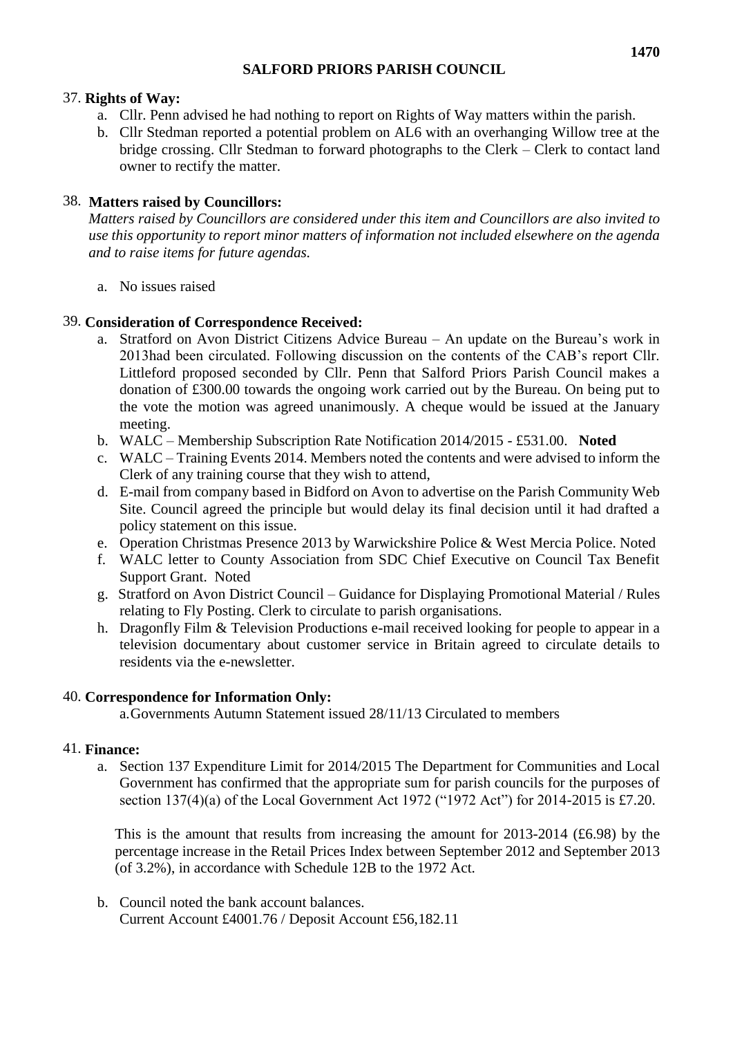**SALFORD PRIORS PARISH COUNCIL**

37. **Rights of Way:**
    a. Cllr. Penn advised he had nothing to report on Rights of Way matters within the parish.
    b. Cllr Stedman reported a potential problem on AL6 with an overhanging Willow tree at the bridge crossing. Cllr Stedman to forward photographs to the Clerk – Clerk to contact land owner to rectify the matter.

38. **Matters raised by Councillors:**
    *Matters raised by Councillors are considered under this item and Councillors are also invited to use this opportunity to report minor matters of information not included elsewhere on the agenda and to raise items for future agendas.*

    a. No issues raised

39. **Consideration of Correspondence Received:**
    a. Stratford on Avon District Citizens Advice Bureau – An update on the Bureau's work in 2013had been circulated. Following discussion on the contents of the CAB's report Cllr. Littleford proposed seconded by Cllr. Penn that Salford Priors Parish Council makes a donation of £300.00 towards the ongoing work carried out by the Bureau. On being put to the vote the motion was agreed unanimously. A cheque would be issued at the January meeting.
    b. WALC – Membership Subscription Rate Notification 2014/2015 - £531.00. **Noted**
    c. WALC – Training Events 2014. Members noted the contents and were advised to inform the Clerk of any training course that they wish to attend,
    d. E-mail from company based in Bidford on Avon to advertise on the Parish Community Web Site. Council agreed the principle but would delay its final decision until it had drafted a policy statement on this issue.
    e. Operation Christmas Presence 2013 by Warwickshire Police & West Mercia Police. Noted
    f. WALC letter to County Association from SDC Chief Executive on Council Tax Benefit Support Grant. Noted
    g. Stratford on Avon District Council – Guidance for Displaying Promotional Material / Rules relating to Fly Posting. Clerk to circulate to parish organisations.
    h. Dragonfly Film & Television Productions e-mail received looking for people to appear in a television documentary about customer service in Britain agreed to circulate details to residents via the e-newsletter.

40. **Correspondence for Information Only:**
    a. Governments Autumn Statement issued 28/11/13 Circulated to members

41. **Finance:**
    a. Section 137 Expenditure Limit for 2014/2015 The Department for Communities and Local Government has confirmed that the appropriate sum for parish councils for the purposes of section 137(4)(a) of the Local Government Act 1972 ("1972 Act") for 2014-2015 is £7.20.

       This is the amount that results from increasing the amount for 2013-2014 (£6.98) by the percentage increase in the Retail Prices Index between September 2012 and September 2013 (of 3.2%), in accordance with Schedule 12B to the 1972 Act.

    b. Council noted the bank account balances.
       Current Account £4001.76 / Deposit Account £56,182.11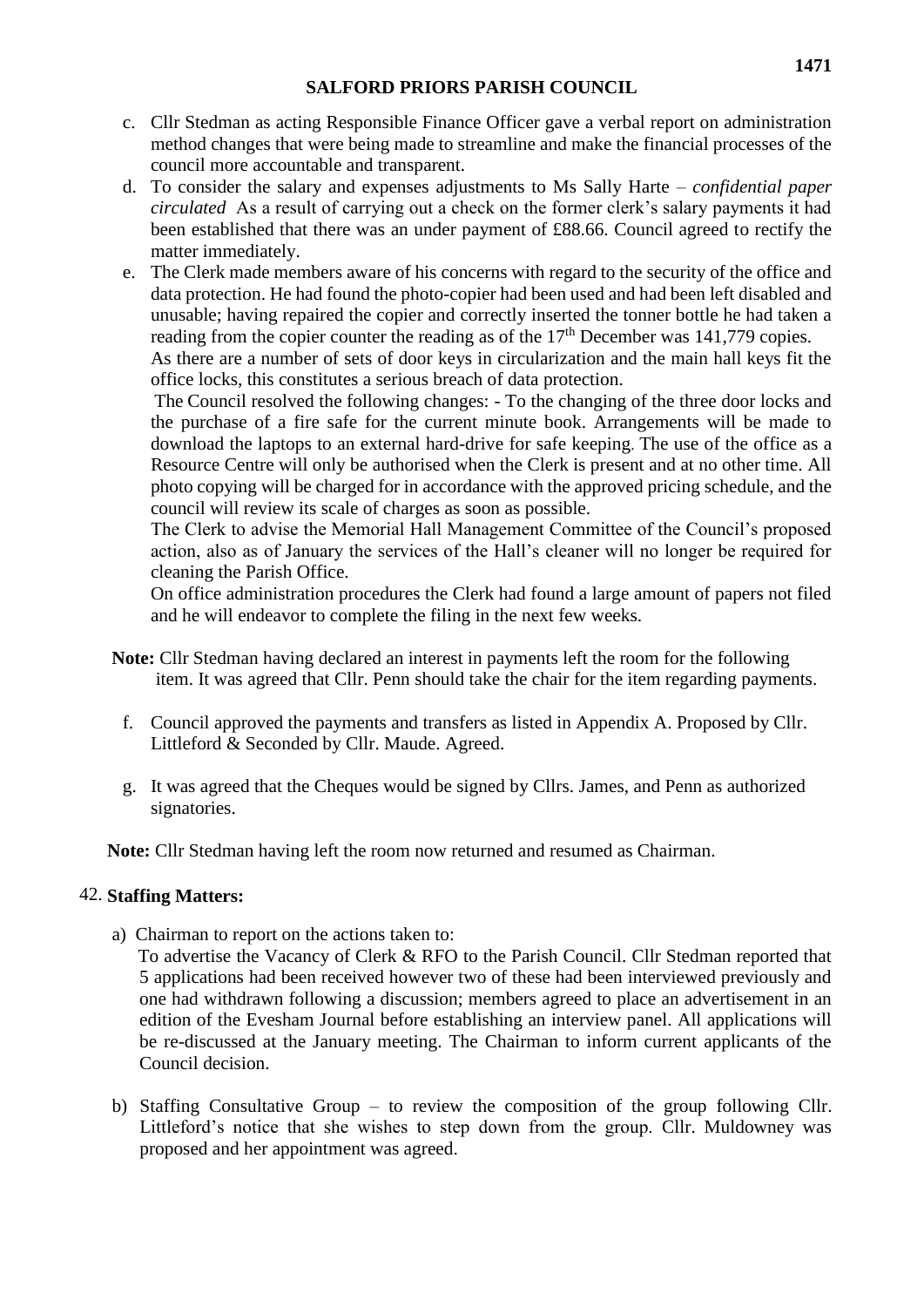**SALFORD PRIORS PARISH COUNCIL**

c. Cllr Stedman as acting Responsible Finance Officer gave a verbal report on administration method changes that were being made to streamline and make the financial processes of the council more accountable and transparent.

d. To consider the salary and expenses adjustments to Ms Sally Harte – *confidential paper circulated* As a result of carrying out a check on the former clerk's salary payments it had been established that there was an under payment of £88.66. Council agreed to rectify the matter immediately.

e. The Clerk made members aware of his concerns with regard to the security of the office and data protection. He had found the photo-copier had been used and had been left disabled and unusable; having repaired the copier and correctly inserted the tonner bottle he had taken a reading from the copier counter the reading as of the 17th December was 141,779 copies.

   As there are a number of sets of door keys in circularization and the main hall keys fit the office locks, this constitutes a serious breach of data protection.

   The Council resolved the following changes: - To the changing of the three door locks and the purchase of a fire safe for the current minute book. Arrangements will be made to download the laptops to an external hard-drive for safe keeping. The use of the office as a Resource Centre will only be authorised when the Clerk is present and at no other time. All photo copying will be charged for in accordance with the approved pricing schedule, and the council will review its scale of charges as soon as possible.

   The Clerk to advise the Memorial Hall Management Committee of the Council's proposed action, also as of January the services of the Hall's cleaner will no longer be required for cleaning the Parish Office.

   On office administration procedures the Clerk had found a large amount of papers not filed and he will endeavor to complete the filing in the next few weeks.

**Note:** Cllr Stedman having declared an interest in payments left the room for the following item. It was agreed that Cllr. Penn should take the chair for the item regarding payments.

f. Council approved the payments and transfers as listed in Appendix A. Proposed by Cllr. Littleford & Seconded by Cllr. Maude. Agreed.

g. It was agreed that the Cheques would be signed by Cllrs. James, and Penn as authorized signatories.

**Note:** Cllr Stedman having left the room now returned and resumed as Chairman.

42. **Staffing Matters:**

a) Chairman to report on the actions taken to:
   To advertise the Vacancy of Clerk & RFO to the Parish Council. Cllr Stedman reported that 5 applications had been received however two of these had been interviewed previously and one had withdrawn following a discussion; members agreed to place an advertisement in an edition of the Evesham Journal before establishing an interview panel. All applications will be re-discussed at the January meeting. The Chairman to inform current applicants of the Council decision.

b) Staffing Consultative Group – to review the composition of the group following Cllr. Littleford's notice that she wishes to step down from the group. Cllr. Muldowney was proposed and her appointment was agreed.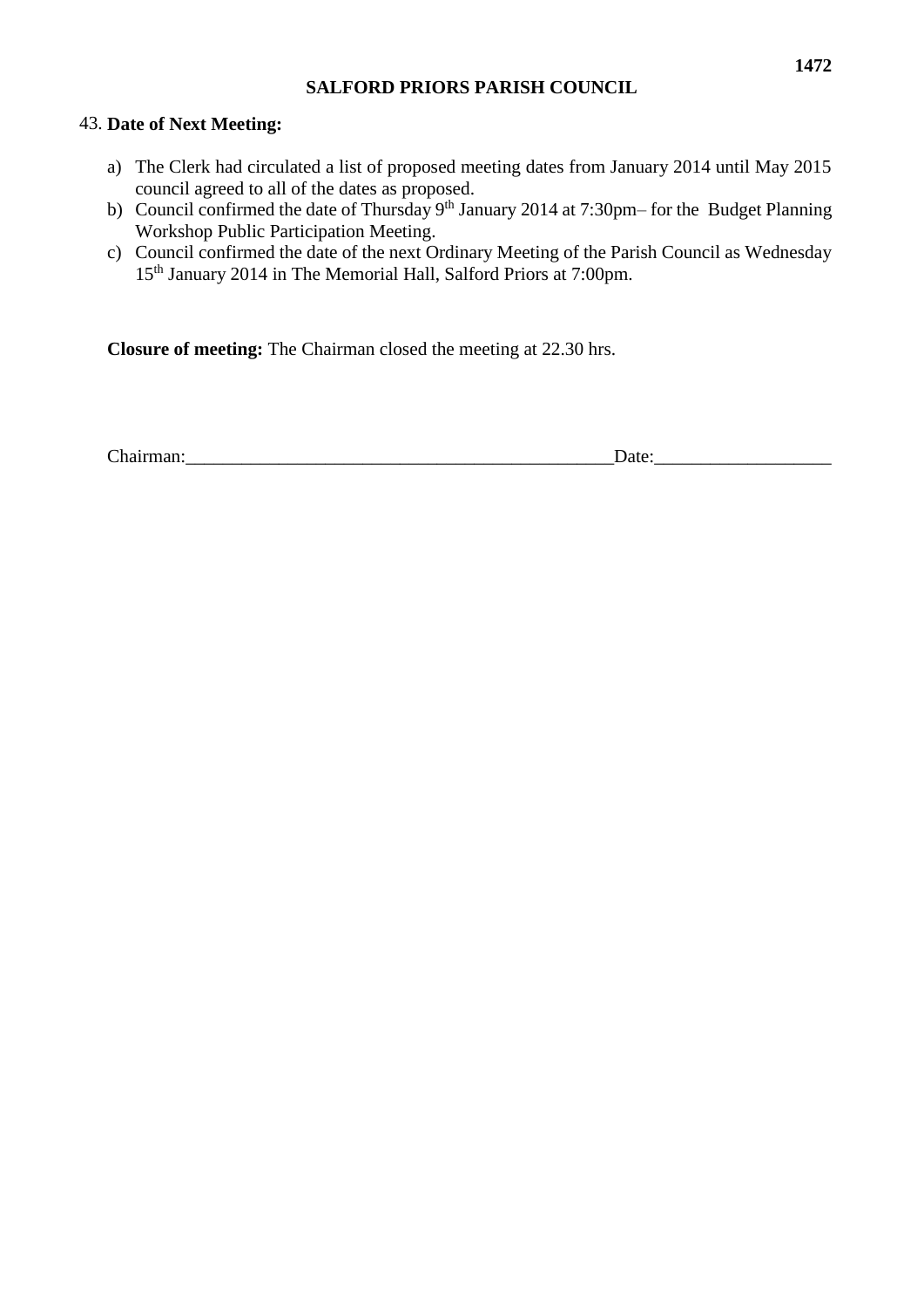**SALFORD PRIORS PARISH COUNCIL**

43. **Date of Next Meeting:**

a) The Clerk had circulated a list of proposed meeting dates from January 2014 until May 2015 council agreed to all of the dates as proposed.
b) Council confirmed the date of Thursday 9th January 2014 at 7:30pm– for the Budget Planning Workshop Public Participation Meeting.
c) Council confirmed the date of the next Ordinary Meeting of the Parish Council as Wednesday 15th January 2014 in The Memorial Hall, Salford Priors at 7:00pm.

**Closure of meeting:** The Chairman closed the meeting at 22.30 hrs.

Chairman:_______________________________________________Date:___________________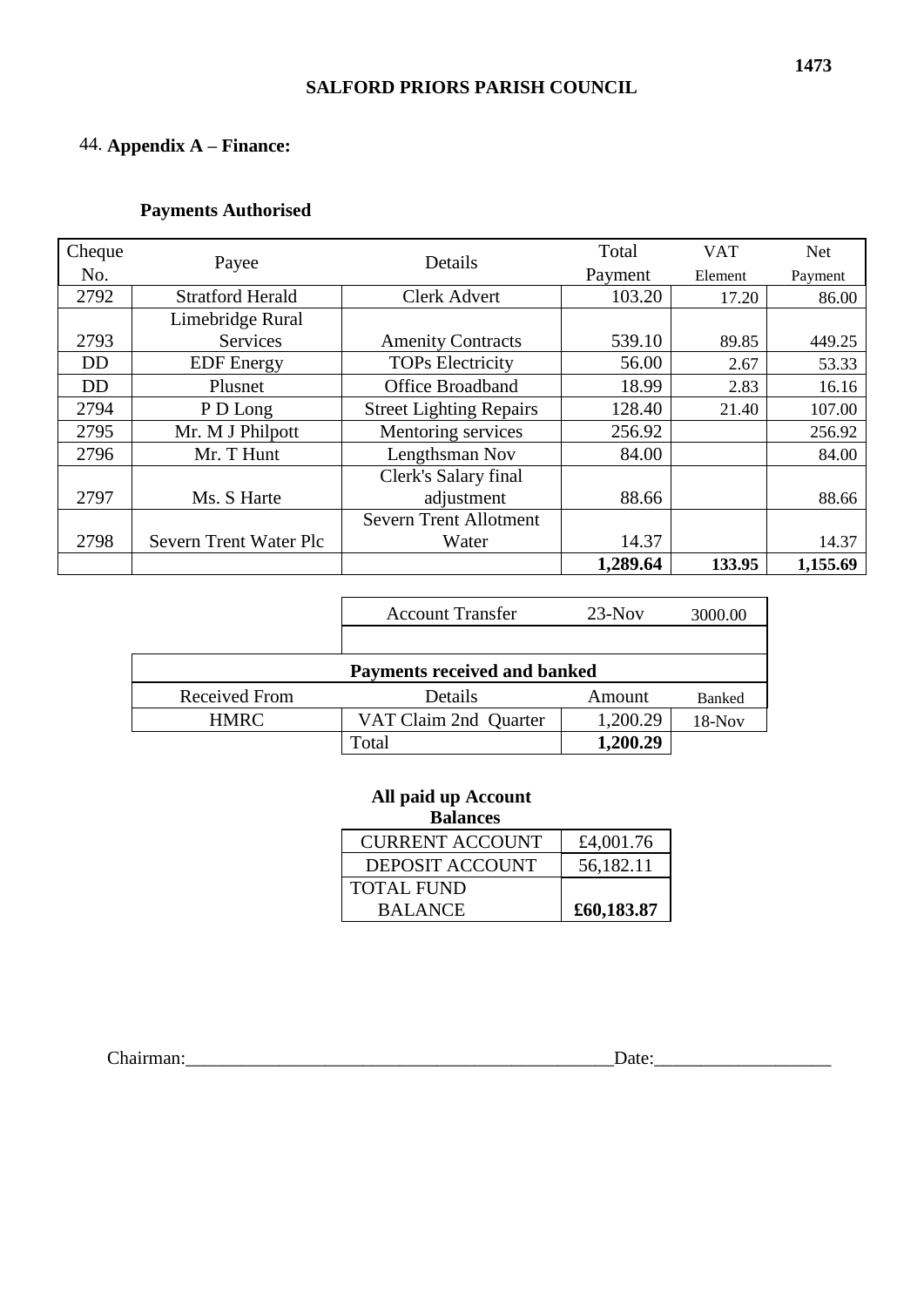## SALFORD PRIORS PARISH COUNCIL

44. **Appendix A – Finance:**

**Payments Authorised**

| Cheque No. | Payee | Details | Total Payment | VAT Element | Net Payment |
|---|---|---|---|---|---|
| 2792 | Stratford Herald | Clerk Advert | 103.20 | 17.20 | 86.00 |
| 2793 | Limebridge Rural Services | Amenity Contracts | 539.10 | 89.85 | 449.25 |
| DD | EDF Energy | TOPs Electricity | 56.00 | 2.67 | 53.33 |
| DD | Plusnet | Office Broadband | 18.99 | 2.83 | 16.16 |
| 2794 | P D Long | Street Lighting Repairs | 128.40 | 21.40 | 107.00 |
| 2795 | Mr. M J Philpott | Mentoring services | 256.92 | | 256.92 |
| 2796 | Mr. T Hunt | Lengthsman Nov | 84.00 | | 84.00 |
| 2797 | Ms. S Harte | Clerk's Salary final adjustment | 88.66 | | 88.66 |
| 2798 | Severn Trent Water Plc | Severn Trent Allotment Water | 14.37 | | 14.37 |
| | | | **1,289.64** | **133.95** | **1,155.69** |

| | | |
|---|---|---|
| Account Transfer | 23-Nov | 3000.00 |

**Payments received and banked**

| Received From | Details | Amount | Banked |
|---|---|---|---|
| HMRC | VAT Claim 2nd Quarter | 1,200.29 | 18-Nov |
| | Total | **1,200.29** | |

**All paid up Account Balances**

| | |
|---|---|
| CURRENT ACCOUNT | £4,001.76 |
| DEPOSIT ACCOUNT | 56,182.11 |
| TOTAL FUND BALANCE | **£60,183.87** |

Chairman:_______________________________________________Date:___________________